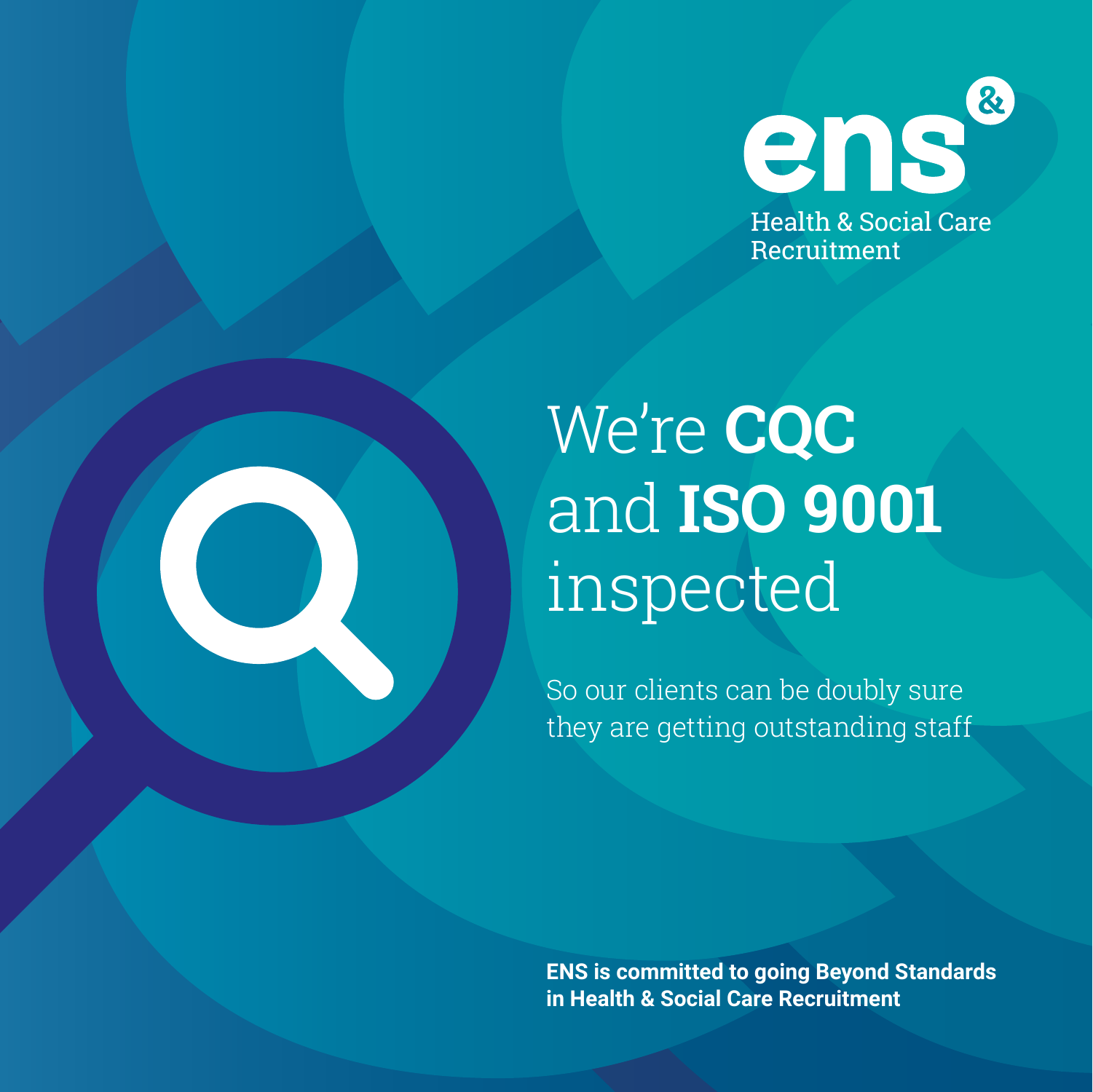ens&

Health & Social Care Recruitment

# We're **CQC** and **ISO 9001** inspected

So our clients can be doubly sure they are getting outstanding staff

**ENS is committed to going Beyond Standards in Health & Social Care Recruitment**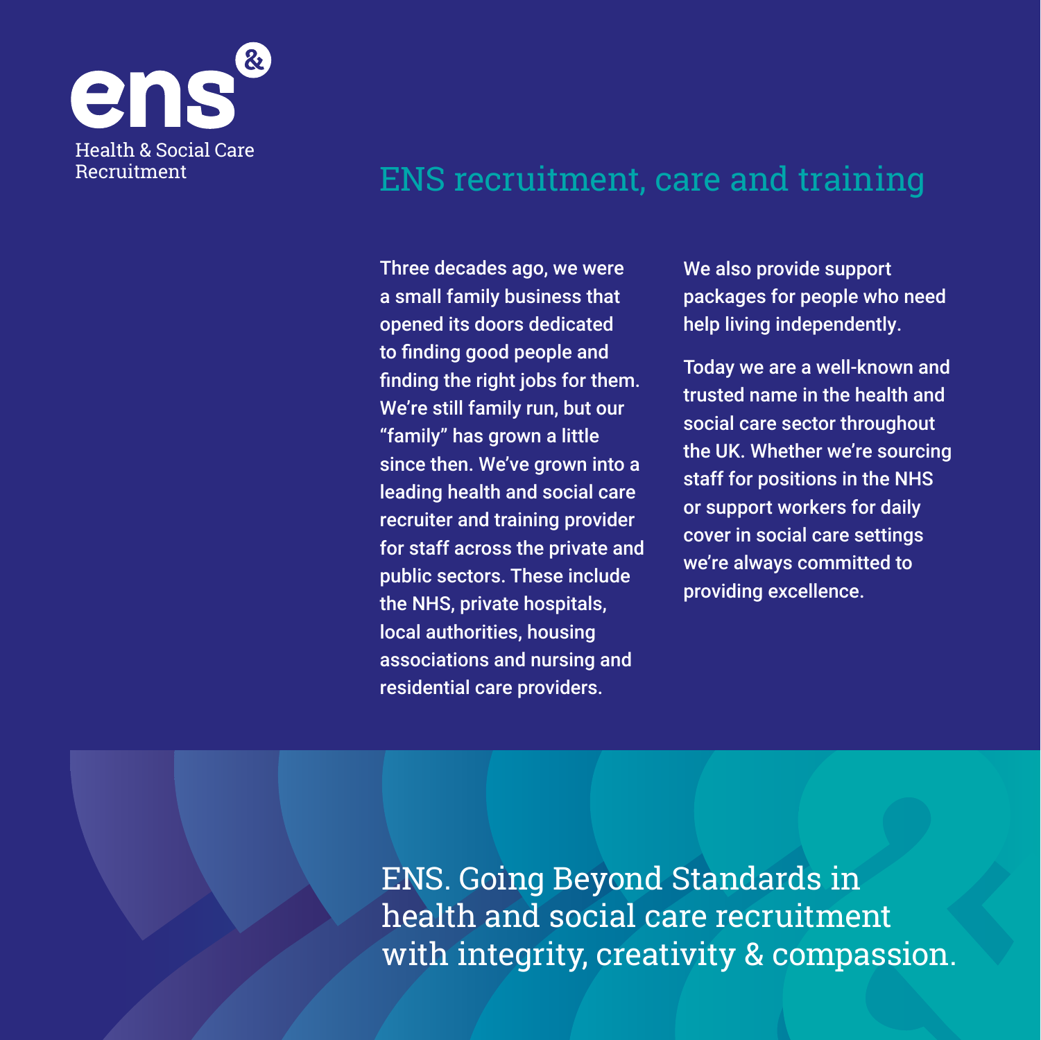ens&

Health & Social Care Recruitment

# ENS recruitment, care and training

Three decades ago, we were a small family business that opened its doors dedicated to finding good people and finding the right jobs for them. We're still family run, but our "family" has grown a little since then. We've grown into a leading health and social care recruiter and training provider for staff across the private and public sectors. These include the NHS, private hospitals, local authorities, housing associations and nursing and residential care providers.

We also provide support packages for people who need help living independently.

Today we are a well-known and trusted name in the health and social care sector throughout the UK. Whether we're sourcing staff for positions in the NHS or support workers for daily cover in social care settings we're always committed to providing excellence.

ENS. Going Beyond Standards in health and social care recruitment with integrity, creativity & compassion.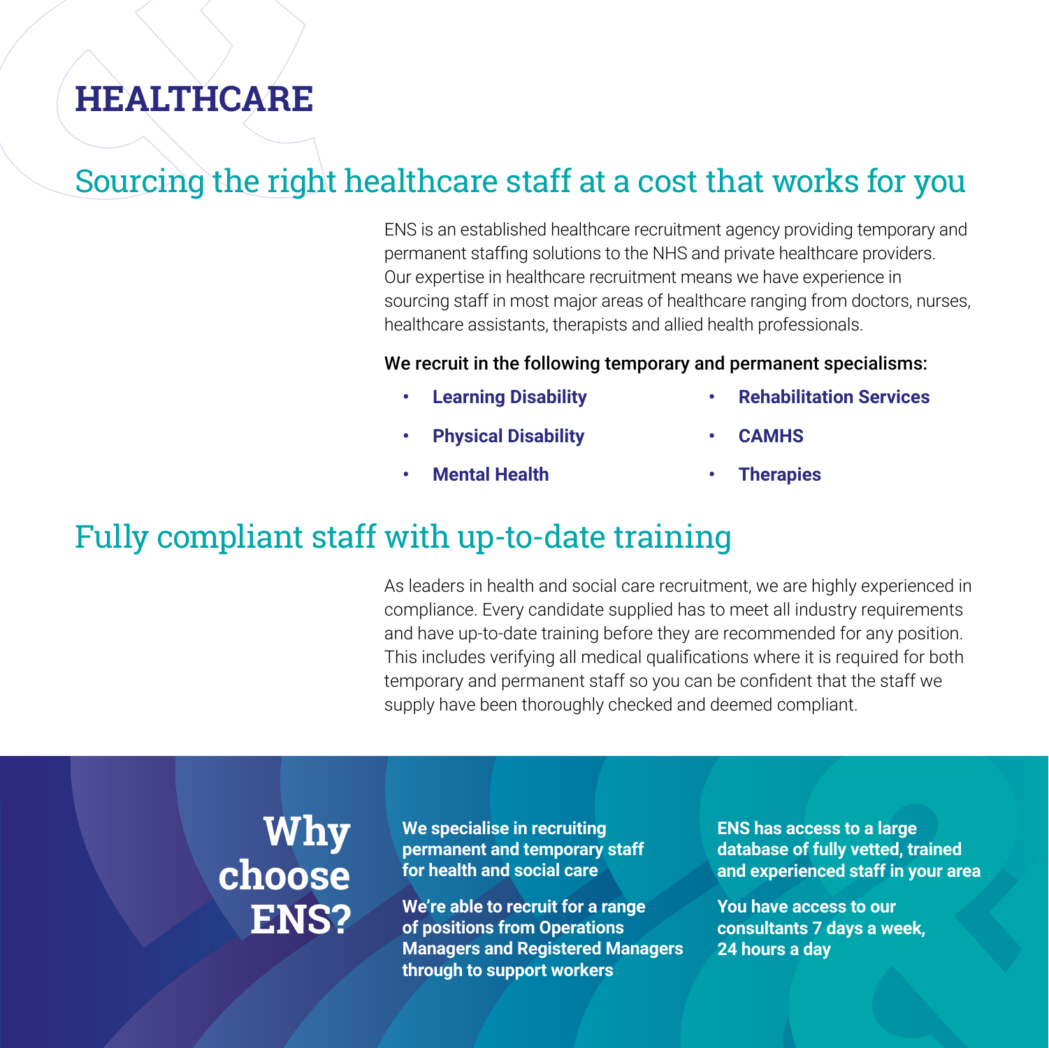# HEALTHCARE

## Sourcing the right healthcare staff at a cost that works for you

ENS is an established healthcare recruitment agency providing temporary and permanent staffing solutions to the NHS and private healthcare providers. Our expertise in healthcare recruitment means we have experience in sourcing staff in most major areas of healthcare ranging from doctors, nurses, healthcare assistants, therapists and allied health professionals.

**We recruit in the following temporary and permanent specialisms:**

- **Learning Disability**
- **Physical Disability**
- **Mental Health**
- **Rehabilitation Services**
- **CAMHS**
- **Therapies**

## Fully compliant staff with up-to-date training

As leaders in health and social care recruitment, we are highly experienced in compliance. Every candidate supplied has to meet all industry requirements and have up-to-date training before they are recommended for any position. This includes verifying all medical qualifications where it is required for both temporary and permanent staff so you can be confident that the staff we supply have been thoroughly checked and deemed compliant.

## Why choose ENS?

**We specialise in recruiting permanent and temporary staff for health and social care**

**We're able to recruit for a range of positions from Operations Managers and Registered Managers through to support workers**

**ENS has access to a large database of fully vetted, trained and experienced staff in your area**

**You have access to our consultants 7 days a week, 24 hours a day**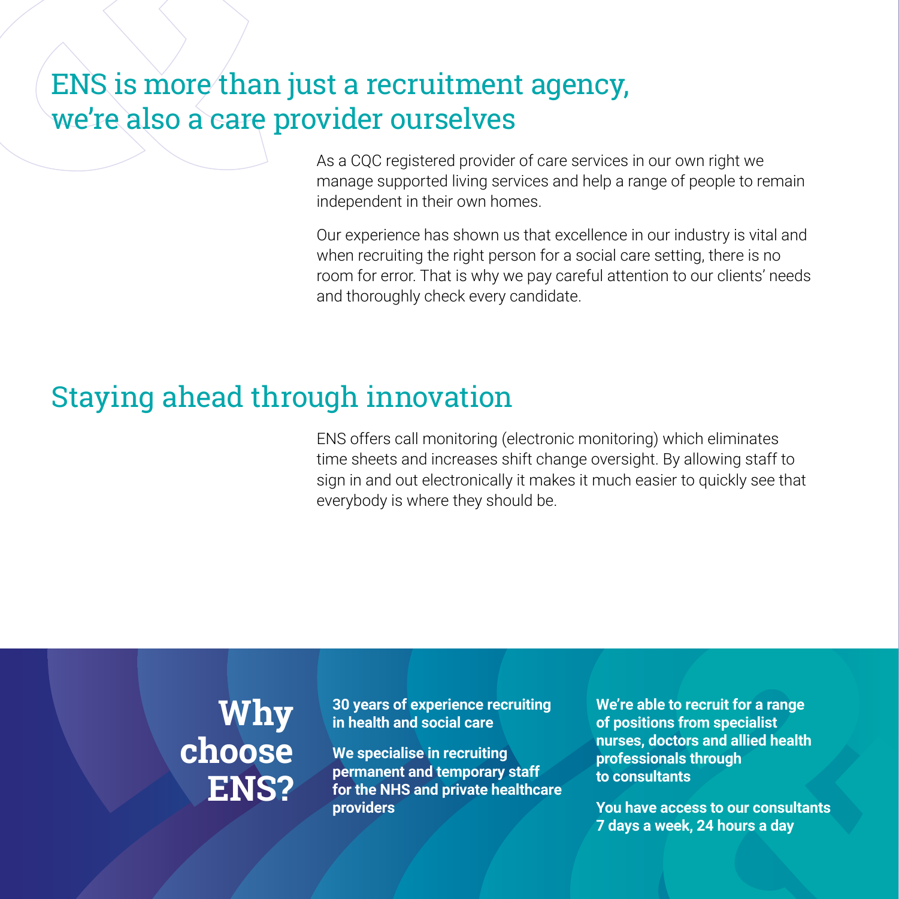## ENS is more than just a recruitment agency, we're also a care provider ourselves

As a CQC registered provider of care services in our own right we manage supported living services and help a range of people to remain independent in their own homes.

Our experience has shown us that excellence in our industry is vital and when recruiting the right person for a social care setting, there is no room for error. That is why we pay careful attention to our clients' needs and thoroughly check every candidate.

## Staying ahead through innovation

ENS offers call monitoring (electronic monitoring) which eliminates time sheets and increases shift change oversight. By allowing staff to sign in and out electronically it makes it much easier to quickly see that everybody is where they should be.

## Why choose ENS?

**30 years of experience recruiting in health and social care**

**We specialise in recruiting permanent and temporary staff for the NHS and private healthcare providers**

**We're able to recruit for a range of positions from specialist nurses, doctors and allied health professionals through to consultants**

**You have access to our consultants 7 days a week, 24 hours a day**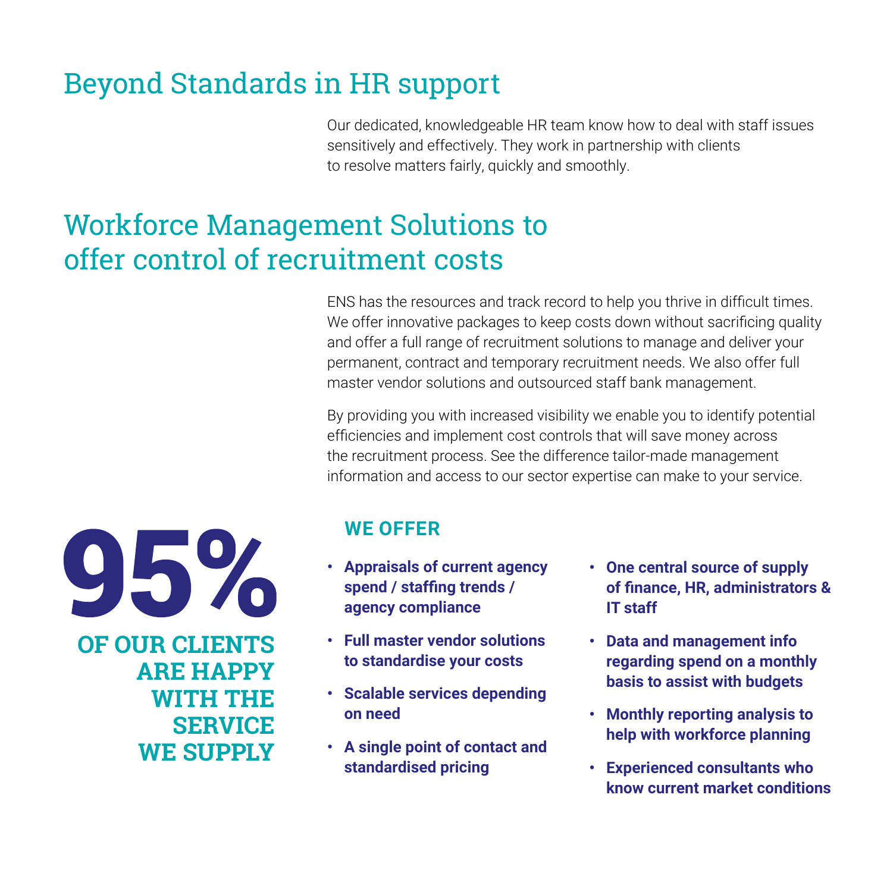# Beyond Standards in HR support

Our dedicated, knowledgeable HR team know how to deal with staff issues sensitively and effectively. They work in partnership with clients to resolve matters fairly, quickly and smoothly.

# Workforce Management Solutions to offer control of recruitment costs

ENS has the resources and track record to help you thrive in difficult times. We offer innovative packages to keep costs down without sacrificing quality and offer a full range of recruitment solutions to manage and deliver your permanent, contract and temporary recruitment needs. We also offer full master vendor solutions and outsourced staff bank management.

By providing you with increased visibility we enable you to identify potential efficiencies and implement cost controls that will save money across the recruitment process. See the difference tailor-made management information and access to our sector expertise can make to your service.

**95%**

**OF OUR CLIENTS ARE HAPPY WITH THE SERVICE WE SUPPLY**

## WE OFFER

- **Appraisals of current agency spend / staffing trends / agency compliance**
- **Full master vendor solutions to standardise your costs**
- **Scalable services depending on need**
- **A single point of contact and standardised pricing**
- **One central source of supply of finance, HR, administrators & IT staff**
- **Data and management info regarding spend on a monthly basis to assist with budgets**
- **Monthly reporting analysis to help with workforce planning**
- **Experienced consultants who know current market conditions**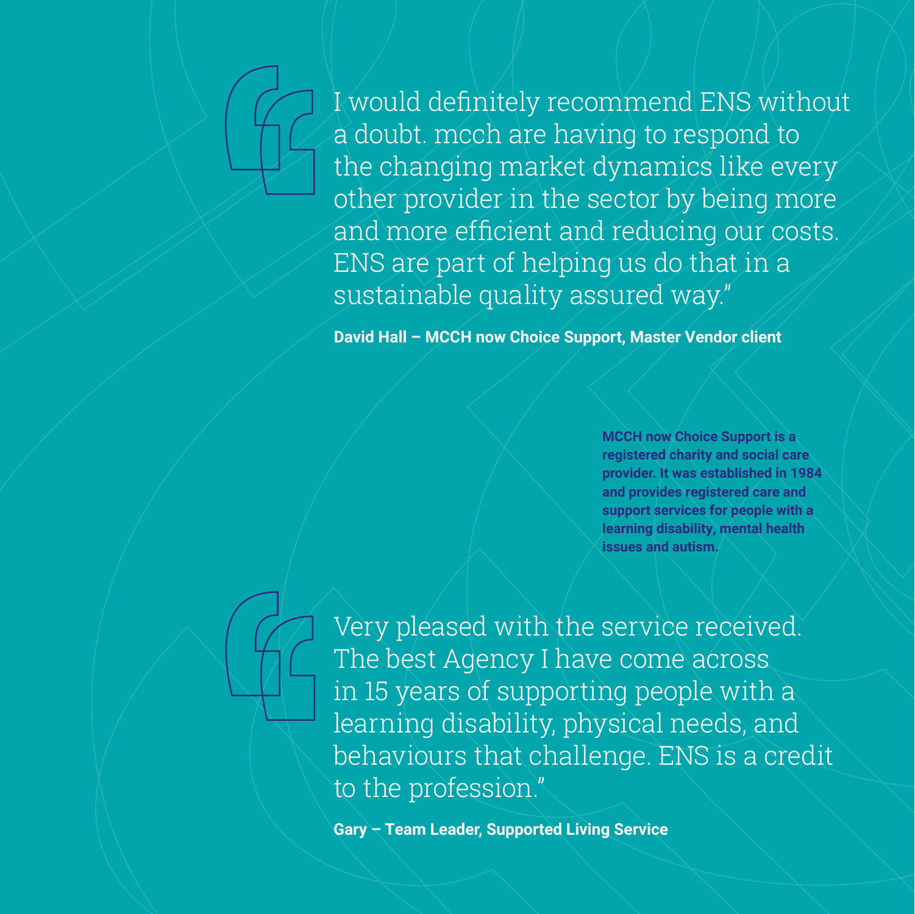> I would definitely recommend ENS without a doubt. mcch are having to respond to the changing market dynamics like every other provider in the sector by being more and more efficient and reducing our costs. ENS are part of helping us do that in a sustainable quality assured way."

**David Hall – MCCH now Choice Support, Master Vendor client**

**MCCH now Choice Support is a registered charity and social care provider. It was established in 1984 and provides registered care and support services for people with a learning disability, mental health issues and autism.**

> Very pleased with the service received. The best Agency I have come across in 15 years of supporting people with a learning disability, physical needs, and behaviours that challenge. ENS is a credit to the profession."

**Gary – Team Leader, Supported Living Service**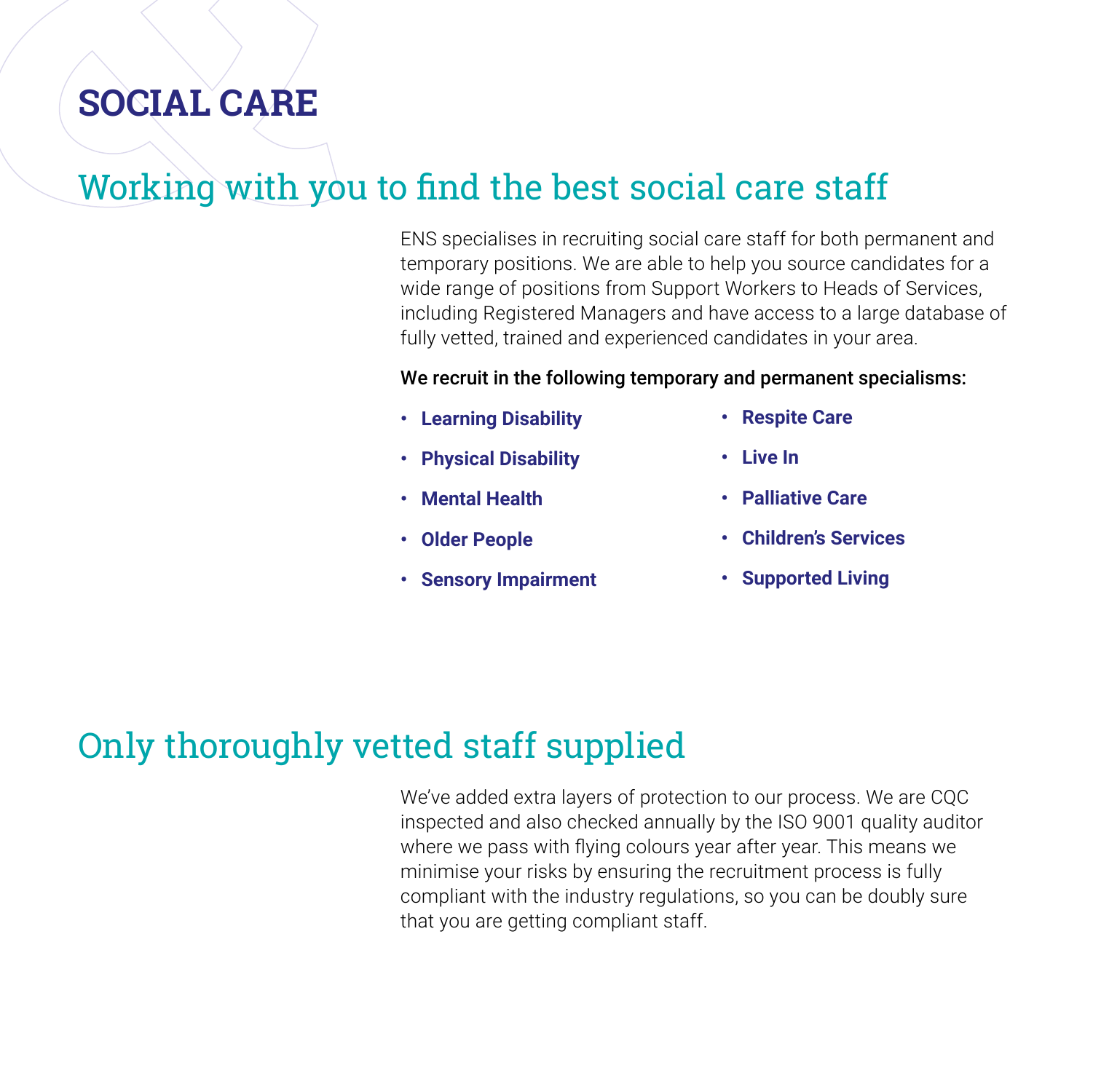# SOCIAL CARE

## Working with you to find the best social care staff

ENS specialises in recruiting social care staff for both permanent and temporary positions. We are able to help you source candidates for a wide range of positions from Support Workers to Heads of Services, including Registered Managers and have access to a large database of fully vetted, trained and experienced candidates in your area.

**We recruit in the following temporary and permanent specialisms:**

- **Learning Disability**
- **Physical Disability**
- **Mental Health**
- **Older People**
- **Sensory Impairment**
- **Respite Care**
- **Live In**
- **Palliative Care**
- **Children's Services**
- **Supported Living**

## Only thoroughly vetted staff supplied

We've added extra layers of protection to our process. We are CQC inspected and also checked annually by the ISO 9001 quality auditor where we pass with flying colours year after year. This means we minimise your risks by ensuring the recruitment process is fully compliant with the industry regulations, so you can be doubly sure that you are getting compliant staff.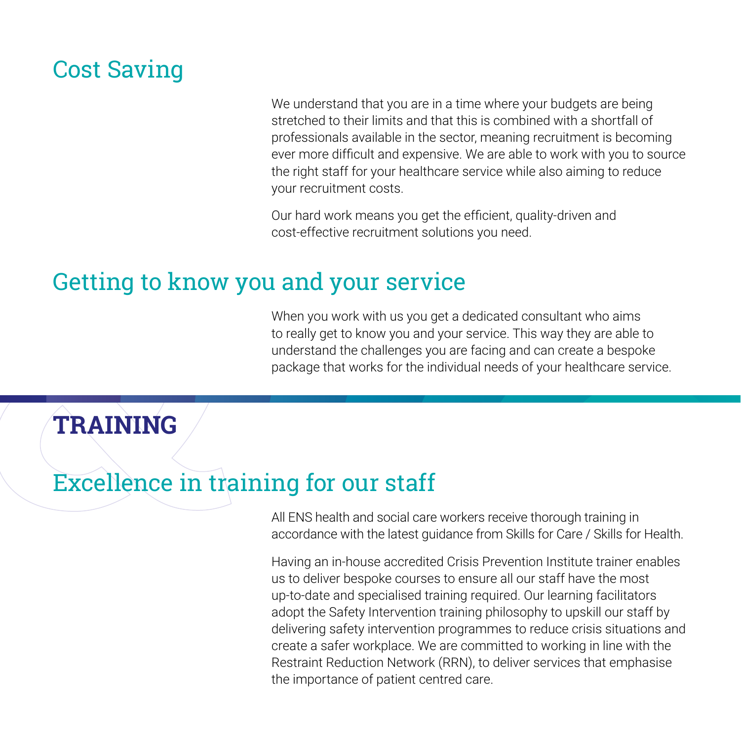## Cost Saving

We understand that you are in a time where your budgets are being stretched to their limits and that this is combined with a shortfall of professionals available in the sector, meaning recruitment is becoming ever more difficult and expensive. We are able to work with you to source the right staff for your healthcare service while also aiming to reduce your recruitment costs.

Our hard work means you get the efficient, quality-driven and cost-effective recruitment solutions you need.

## Getting to know you and your service

When you work with us you get a dedicated consultant who aims to really get to know you and your service. This way they are able to understand the challenges you are facing and can create a bespoke package that works for the individual needs of your healthcare service.

# TRAINING

## Excellence in training for our staff

All ENS health and social care workers receive thorough training in accordance with the latest guidance from Skills for Care / Skills for Health.

Having an in-house accredited Crisis Prevention Institute trainer enables us to deliver bespoke courses to ensure all our staff have the most up-to-date and specialised training required. Our learning facilitators adopt the Safety Intervention training philosophy to upskill our staff by delivering safety intervention programmes to reduce crisis situations and create a safer workplace. We are committed to working in line with the Restraint Reduction Network (RRN), to deliver services that emphasise the importance of patient centred care.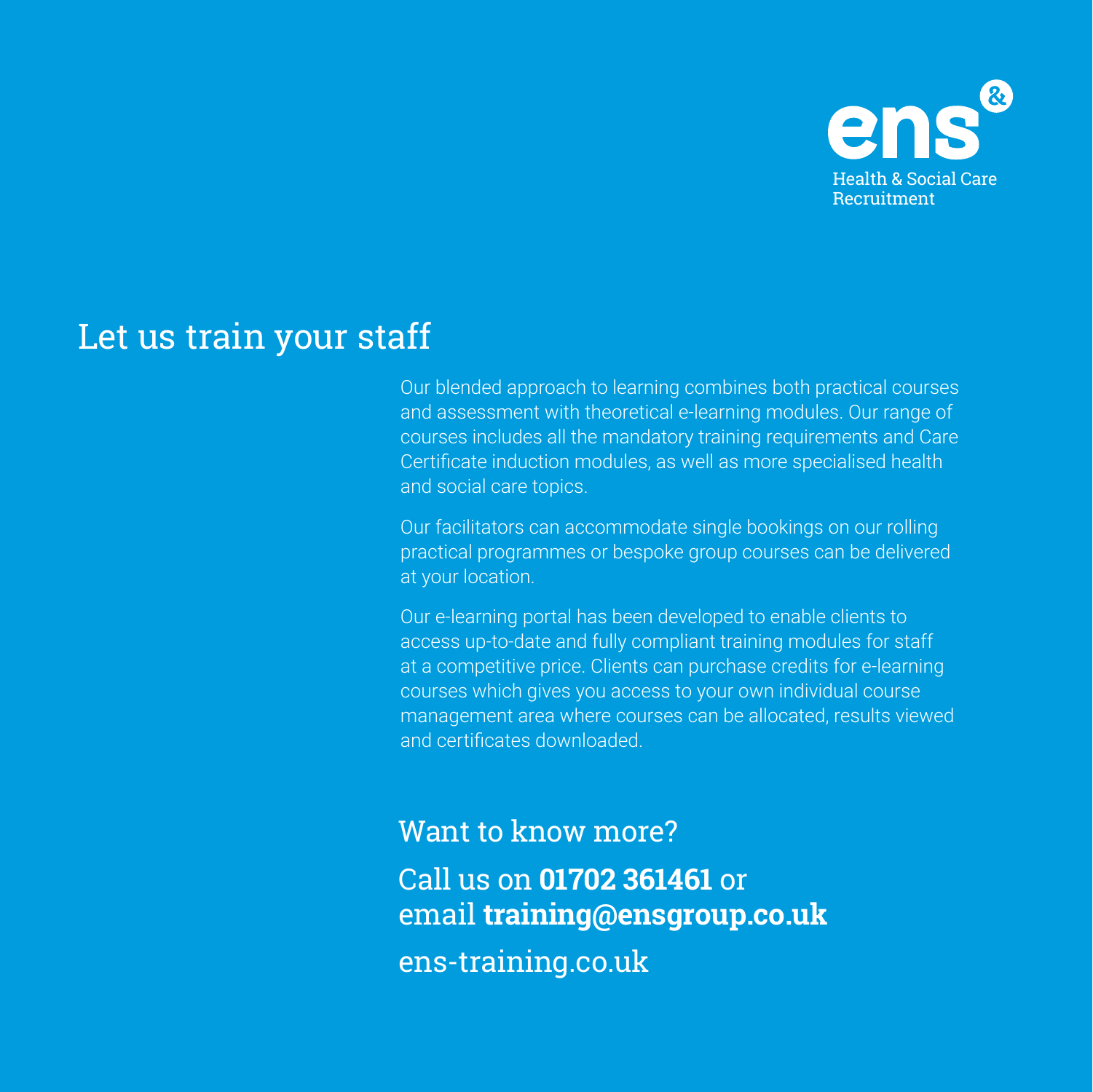ens&

Health & Social Care Recruitment

# Let us train your staff

Our blended approach to learning combines both practical courses and assessment with theoretical e-learning modules. Our range of courses includes all the mandatory training requirements and Care Certificate induction modules, as well as more specialised health and social care topics.

Our facilitators can accommodate single bookings on our rolling practical programmes or bespoke group courses can be delivered at your location.

Our e-learning portal has been developed to enable clients to access up-to-date and fully compliant training modules for staff at a competitive price. Clients can purchase credits for e-learning courses which gives you access to your own individual course management area where courses can be allocated, results viewed and certificates downloaded.

## Want to know more?

Call us on **01702 361461** or email **training@ensgroup.co.uk**

ens-training.co.uk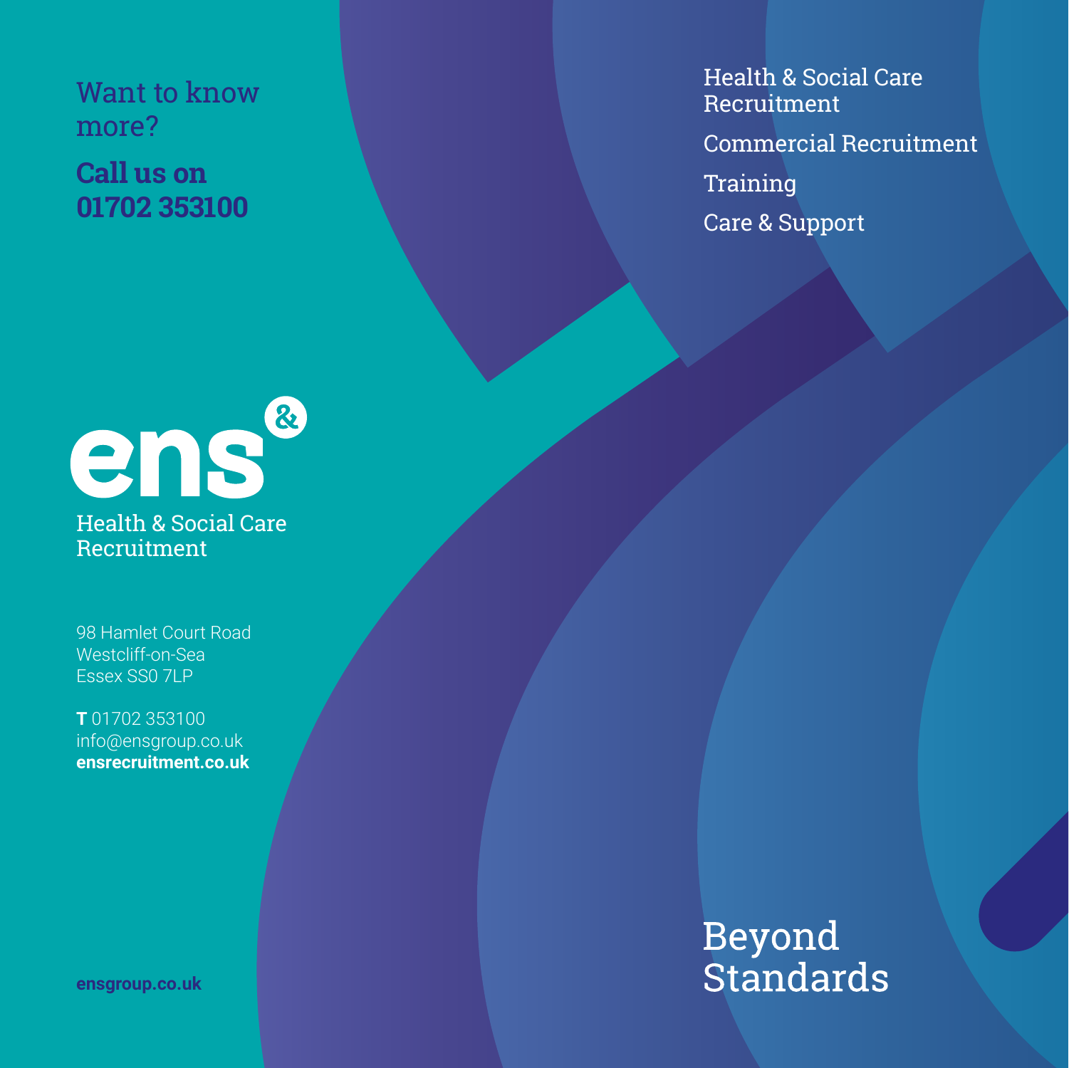Want to know more?

**Call us on 01702 353100**

Health & Social Care Recruitment

Commercial Recruitment

Training

Care & Support

ens&

Health & Social Care Recruitment

98 Hamlet Court Road
Westcliff-on-Sea
Essex SS0 7LP

**T** 01702 353100
info@ensgroup.co.uk
**ensrecruitment.co.uk**

**ensgroup.co.uk**

Beyond Standards